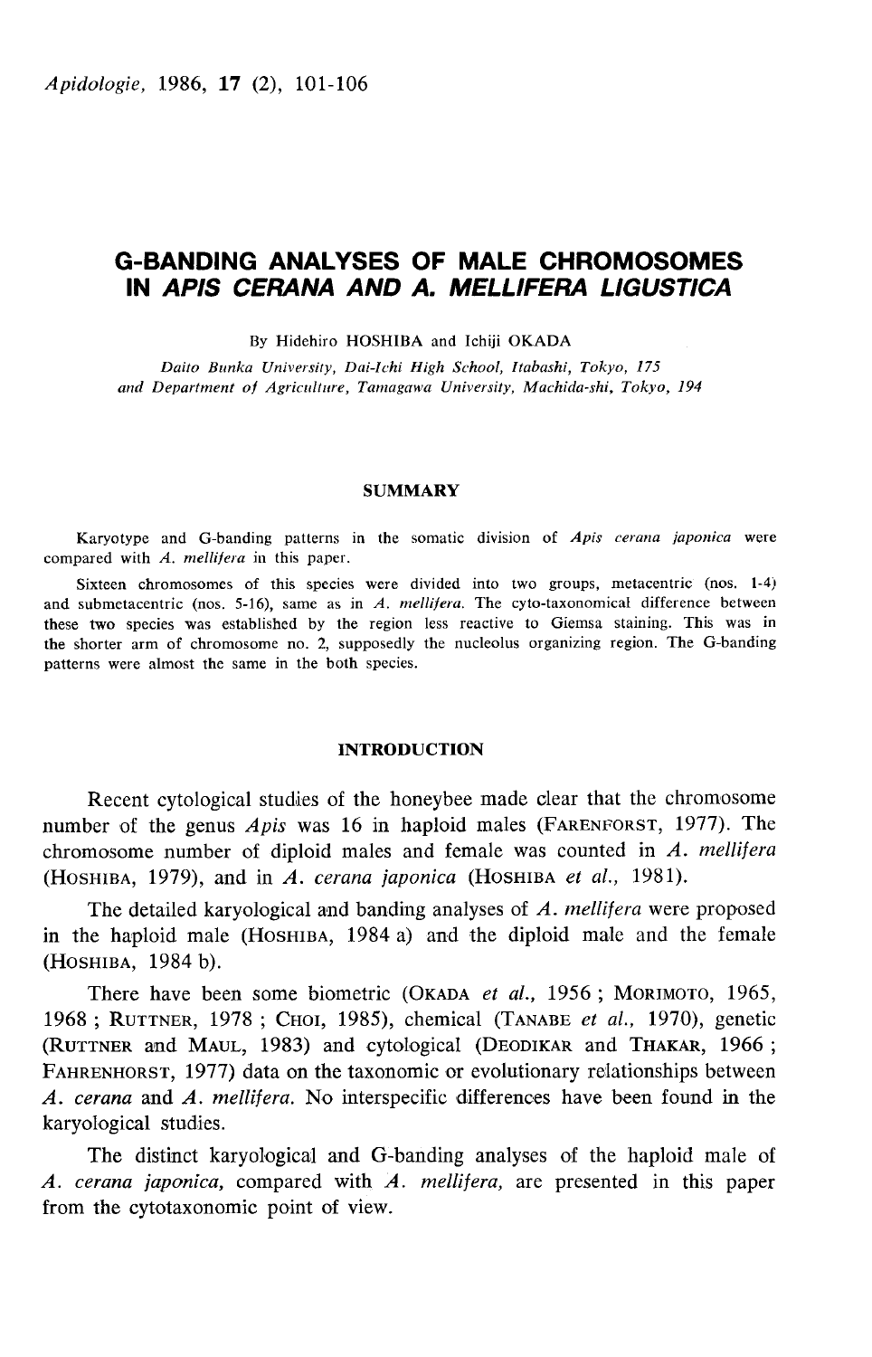# G-BANDING ANALYSES OF MALE CHROMOSOMES IN *APIS CERANA AND A. MELLIFERA LIGUSTICA*

By Hidehiro HOSHIBA and Ichiji OKADA

*Daito Bunka University, Dai-Ichi High School, Itabashi, Tokyo, 175 and Department of Agriculture, Tamagawa University, Machida-shi, Tokyo, 194*

## SUMMARY

Karyotype and G-banding patterns in the somatic division of *Apis cerana japonica* were compared with *A. mellifera* in this paper.

Sixteen chromosomes of this species were divided into two groups, metacentric (nos. 1-4) and submetacentric (nos. 5-16), same as in *A. mellifera*. The cyto-taxonomical difference between these two species was established by the region less reactive to Giemsa staining. This was in the shorter arm of chromosome no. 2, supposedly the nucleolus organizing region. The G-banding patterns were almost the same in the both species.

## INTRODUCTION

Recent cytological studies of the honeybee made clear that the chromosome number of the genus *Apis* was 16 in haploid males (FARENFORST, 1977). The chromosome number of diploid males and female was counted in *A. mellifera* (HOSHIBA, 1979), and in *A. cerana japonica* (HOSHIBA *et al.*, 1981).

The detailed karyological and banding analyses of *A. mellifera* were proposed in the haploid male (HOSHIBA, 1984 a) and the diploid male and the female (HOSHIBA, 1984 b).

There have been some biometric (OKADA *et al.*, 1956 ; MORIMOTO, 1965, 1968 ; RUTTNER, 1978 ; CHOI, 1985), chemical (TANABE *et al.*, 1970), genetic (RUTTNER and MAUL, 1983) and cytological (DEODIKAR and THAKAR, 1966 ; FAHRENHORST, 1977) data on the taxonomic or evolutionary relationships between *A. cerana* and *A. mellifera*. No interspecific differences have been found in the karyological studies.

The distinct karyological and G-banding analyses of the haploid male of *A. cerana japonica*, compared with *A. mellifera*, are presented in this paper from the cytotaxonomic point of view.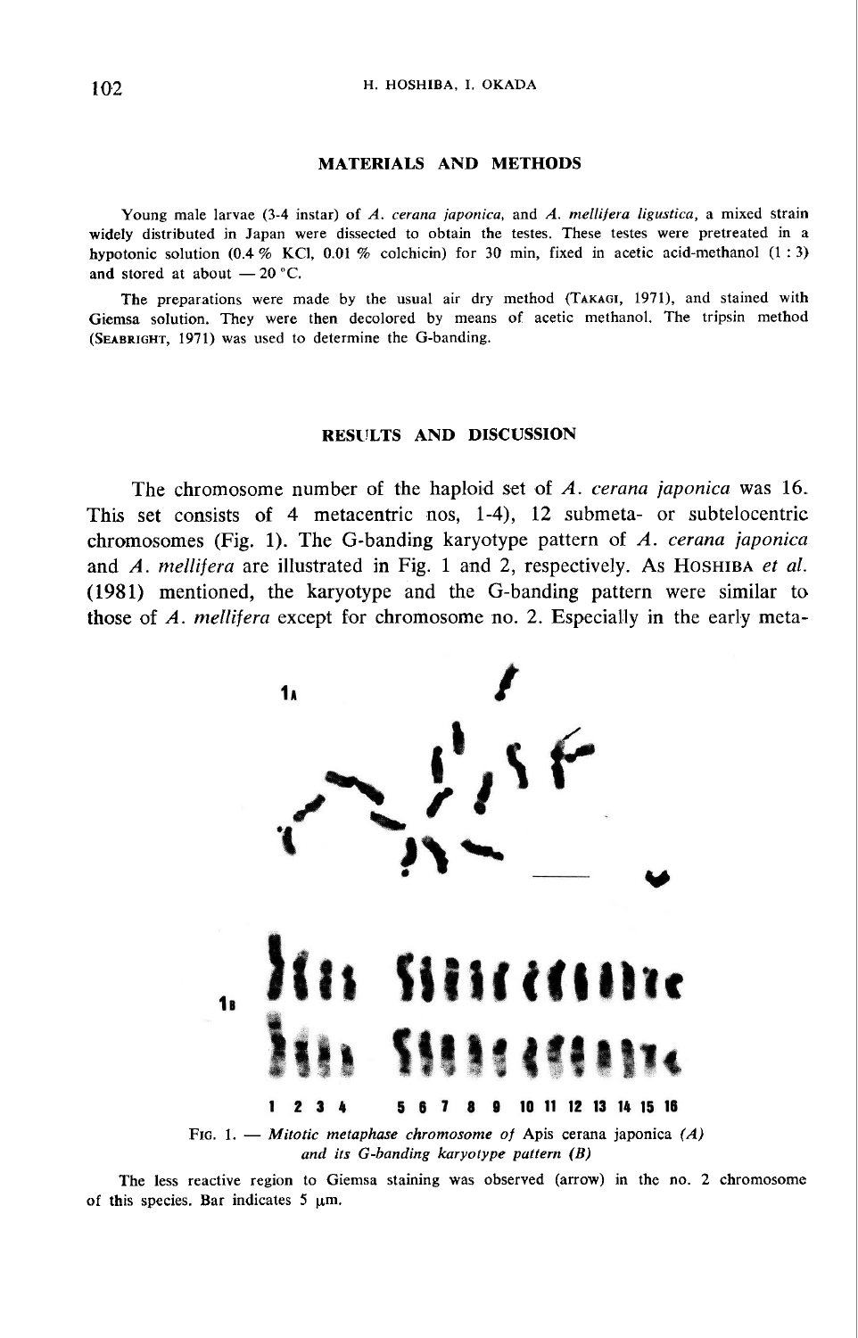## MATERIALS AND METHODS

Young male larvae (3-4 instar) of *A. cerana japonica*, and *A. mellifera ligustica*, a mixed strain widely distributed in Japan were dissected to obtain the testes. These testes were pretreated in a hypotonic solution (0.4 % KCl, 0.01 % colchicin) for 30 min, fixed in acetic acid-methanol (1 : 3) and stored at about — 20 °C.

The preparations were made by the usual air dry method (TAKAGI, 1971), and stained with Giemsa solution. They were then decolored by means of acetic methanol. The tripsin method (SEABRIGHT, 1971) was used to determine the G-banding.

## RESULTS AND DISCUSSION

The chromosome number of the haploid set of *A. cerana japonica* was 16. This set consists of 4 metacentric nos, 1-4), 12 submeta- or subtelocentric chromosomes (Fig. 1). The G-banding karyotype pattern of *A. cerana japonica* and *A. mellifera* are illustrated in Fig. 1 and 2, respectively. As HOSHIBA *et al.* (1981) mentioned, the karyotype and the G-banding pattern were similar to those of *A. mellifera* except for chromosome no. 2. Especially in the early meta-

1A

1B

1 2 3 4 5 6 7 8 9 10 11 12 13 14 15 16

FIG. 1. — *Mitotic metaphase chromosome of* Apis cerana japonica *(A) and its G-banding karyotype pattern (B)*

The less reactive region to Giemsa staining was observed (arrow) in the no. 2 chromosome of this species. Bar indicates 5 μm.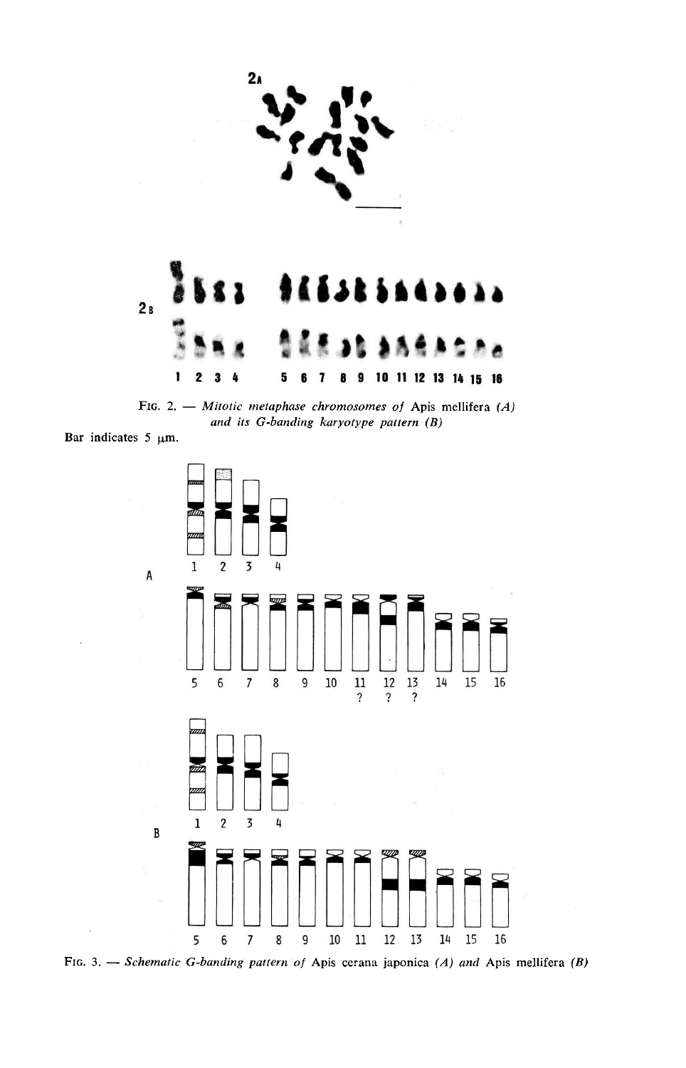2A

2B

1 2 3 4 5 6 7 8 9 10 11 12 13 14 15 16

FIG. 2. — *Mitotic metaphase chromosomes of* Apis mellifera *(A) and its G-banding karyotype pattern (B)*

Bar indicates 5 μm.

A

1 2 3 4

5 6 7 8 9 10 11 12 13 14 15 16

? ? ?

B

1 2 3 4

5 6 7 8 9 10 11 12 13 14 15 16

FIG. 3. — *Schematic G-banding pattern of* Apis cerana japonica *(A) and* Apis mellifera *(B)*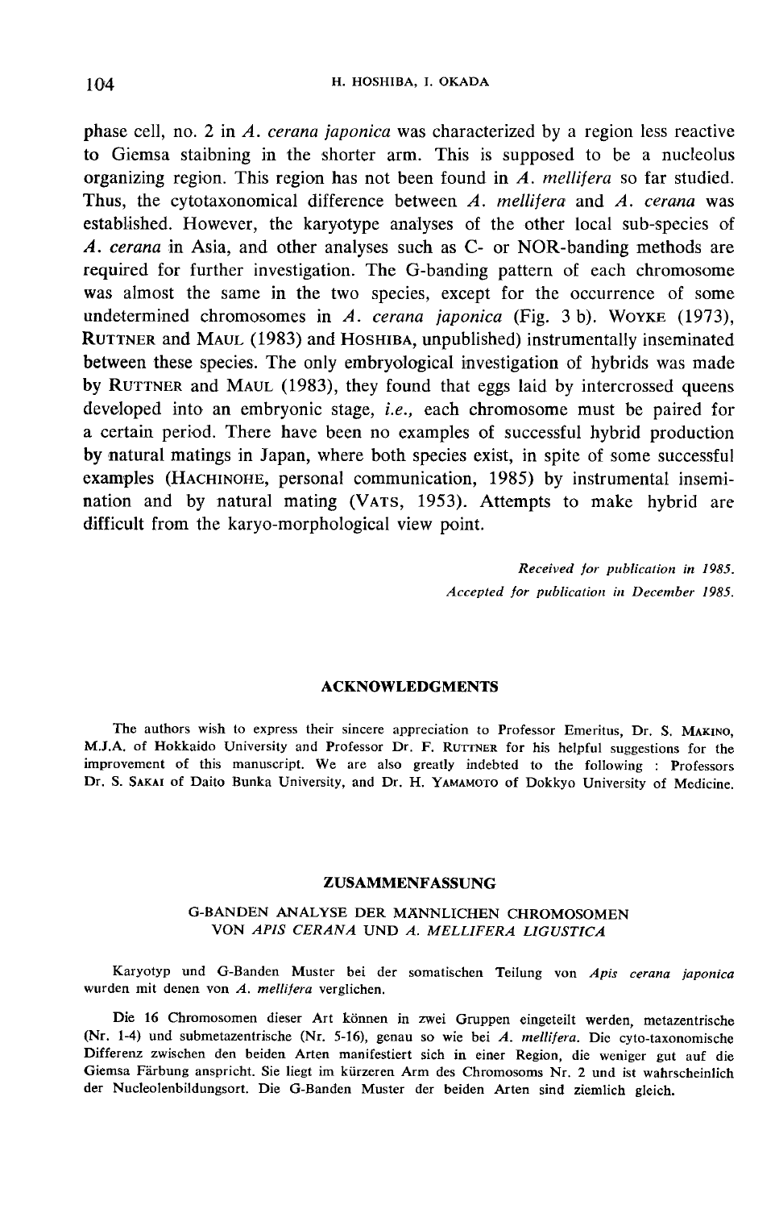phase cell, no. 2 in *A. cerana japonica* was characterized by a region less reactive to Giemsa staibning in the shorter arm. This is supposed to be a nucleolus organizing region. This region has not been found in *A. mellifera* so far studied. Thus, the cytotaxonomical difference between *A. mellifera* and *A. cerana* was established. However, the karyotype analyses of the other local sub-species of *A. cerana* in Asia, and other analyses such as C- or NOR-banding methods are required for further investigation. The G-banding pattern of each chromosome was almost the same in the two species, except for the occurrence of some undetermined chromosomes in *A. cerana japonica* (Fig. 3 b). WOYKE (1973), RUTTNER and MAUL (1983) and HOSHIBA, unpublished) instrumentally inseminated between these species. The only embryological investigation of hybrids was made by RUTTNER and MAUL (1983), they found that eggs laid by intercrossed queens developed into an embryonic stage, *i.e.,* each chromosome must be paired for a certain period. There have been no examples of successful hybrid production by natural matings in Japan, where both species exist, in spite of some successful examples (HACHINOHE, personal communication, 1985) by instrumental insemination and by natural mating (VATS, 1953). Attempts to make hybrid are difficult from the karyo-morphological view point.

*Received for publication in 1985.*
*Accepted for publication in December 1985.*

## ACKNOWLEDGMENTS

The authors wish to express their sincere appreciation to Professor Emeritus, Dr. S. MAKINO, M.J.A. of Hokkaido University and Professor Dr. F. RUTTNER for his helpful suggestions for the improvement of this manuscript. We are also greatly indebted to the following : Professors Dr. S. SAKAI of Daito Bunka University, and Dr. H. YAMAMOTO of Dokkyo University of Medicine.

## ZUSAMMENFASSUNG

### G-BANDEN ANALYSE DER MÄNNLICHEN CHROMOSOMEN VON *APIS CERANA* UND *A. MELLIFERA LIGUSTICA*

Karyotyp und G-Banden Muster bei der somatischen Teilung von *Apis cerana japonica* wurden mit denen von *A. mellifera* verglichen.

Die 16 Chromosomen dieser Art können in zwei Gruppen eingeteilt werden, metazentrische (Nr. 1-4) und submetazentrische (Nr. 5-16), genau so wie bei *A. mellifera*. Die cyto-taxonomische Differenz zwischen den beiden Arten manifestiert sich in einer Region, die weniger gut auf die Giemsa Färbung anspricht. Sie liegt im kürzeren Arm des Chromosoms Nr. 2 und ist wahrscheinlich der Nucleolenbildungsort. Die G-Banden Muster der beiden Arten sind ziemlich gleich.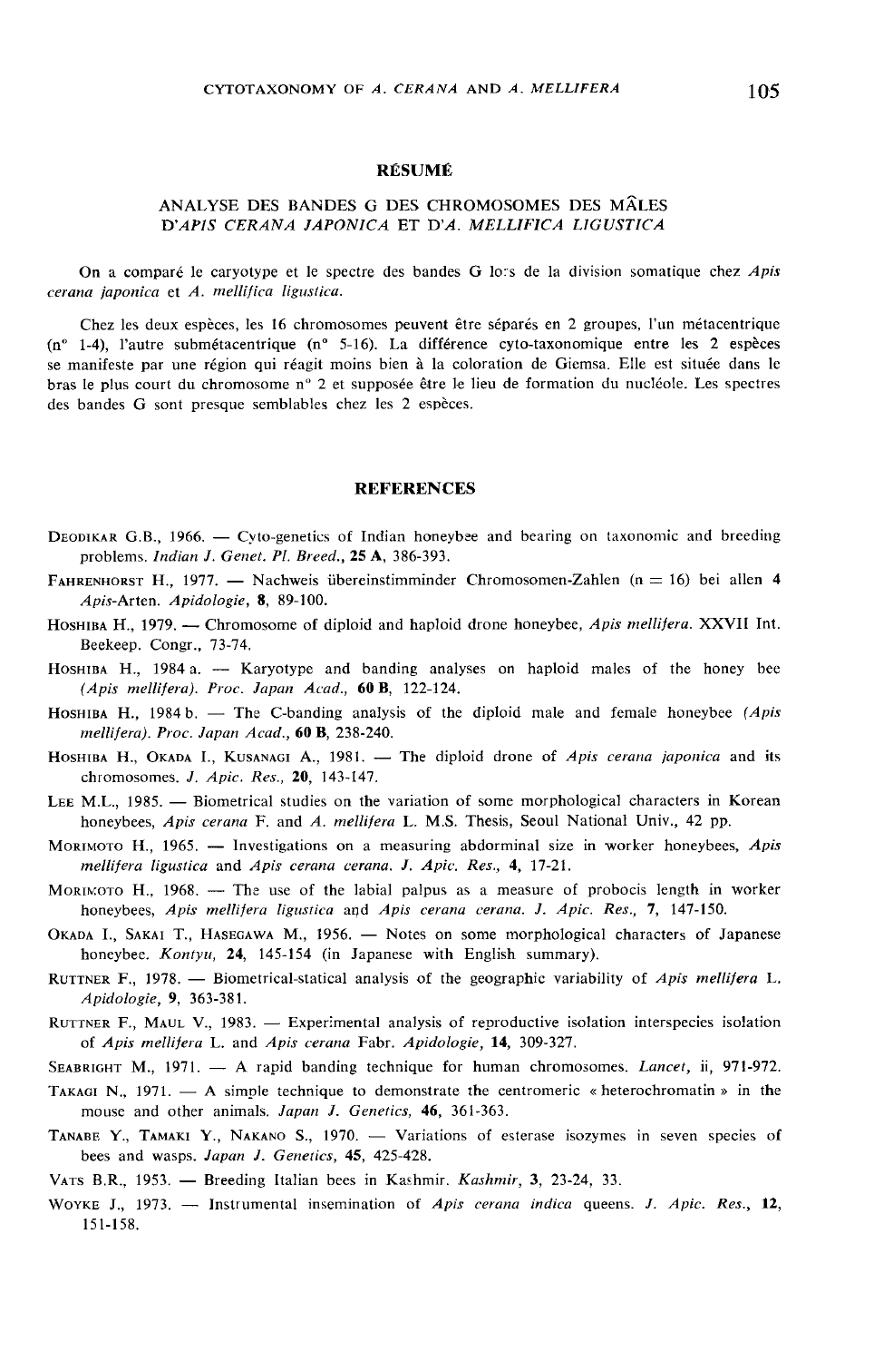## RÉSUMÉ

### ANALYSE DES BANDES G DES CHROMOSOMES DES MÂLES D'*APIS CERANA JAPONICA* ET D'*A. MELLIFICA LIGUSTICA*

On a comparé le caryotype et le spectre des bandes G lors de la division somatique chez *Apis cerana japonica* et *A. mellifica ligustica.*

Chez les deux espèces, les 16 chromosomes peuvent être séparés en 2 groupes, l'un métacentrique (n° 1-4), l'autre submétacentrique (n° 5-16). La différence cyto-taxonomique entre les 2 espèces se manifeste par une région qui réagit moins bien à la coloration de Giemsa. Elle est située dans le bras le plus court du chromosome n° 2 et supposée être le lieu de formation du nucléole. Les spectres des bandes G sont presque semblables chez les 2 espèces.

## REFERENCES

DEODIKAR G.B., 1966. — Cyto-genetics of Indian honeybee and bearing on taxonomic and breeding problems. *Indian J. Genet. Pl. Breed.*, **25 A**, 386-393.

FAHRENHORST H., 1977. — Nachweis übereinstimminder Chromosomen-Zahlen (n = 16) bei allen 4 *Apis*-Arten. *Apidologie*, **8**, 89-100.

HOSHIBA H., 1979. — Chromosome of diploid and haploid drone honeybee, *Apis mellifera*. XXVII Int. Beekeep. Congr., 73-74.

HOSHIBA H., 1984 a. — Karyotype and banding analyses on haploid males of the honey bee *(Apis mellifera)*. *Proc. Japan Acad.*, **60 B**, 122-124.

HOSHIBA H., 1984 b. — The C-banding analysis of the diploid male and female honeybee *(Apis mellifera)*. *Proc. Japan Acad.*, **60 B**, 238-240.

HOSHIBA H., OKADA I., KUSANAGI A., 1981. — The diploid drone of *Apis cerana japonica* and its chromosomes. *J. Apic. Res.*, **20**, 143-147.

LEE M.L., 1985. — Biometrical studies on the variation of some morphological characters in Korean honeybees, *Apis cerana* F. and *A. mellifera* L. M.S. Thesis, Seoul National Univ., 42 pp.

MORIMOTO H., 1965. — Investigations on a measuring abdorminal size in worker honeybees, *Apis mellifera ligustica* and *Apis cerana cerana*. *J. Apic. Res.*, **4**, 17-21.

MORIMOTO H., 1968. — The use of the labial palpus as a measure of probocis length in worker honeybees, *Apis mellifera ligustica* and *Apis cerana cerana*. *J. Apic. Res.*, **7**, 147-150.

OKADA I., SAKAI T., HASEGAWA M., 1956. — Notes on some morphological characters of Japanese honeybee. *Kontyu*, **24**, 145-154 (in Japanese with English summary).

RUTTNER F., 1978. — Biometrical-statical analysis of the geographic variability of *Apis mellifera* L. *Apidologie*, **9**, 363-381.

RUTTNER F., MAUL V., 1983. — Experimental analysis of reproductive isolation interspecies isolation of *Apis mellifera* L. and *Apis cerana* Fabr. *Apidologie*, **14**, 309-327.

SEABRIGHT M., 1971. — A rapid banding technique for human chromosomes. *Lancet*, ii, 971-972.

TAKAGI N., 1971. — A simple technique to demonstrate the centromeric « heterochromatin » in the mouse and other animals. *Japan J. Genetics*, **46**, 361-363.

TANABE Y., TAMAKI Y., NAKANO S., 1970. — Variations of esterase isozymes in seven species of bees and wasps. *Japan J. Genetics*, **45**, 425-428.

VATS B.R., 1953. — Breeding Italian bees in Kashmir. *Kashmir*, **3**, 23-24, 33.

WOYKE J., 1973. — Instrumental insemination of *Apis cerana indica* queens. *J. Apic. Res.*, **12**, 151-158.